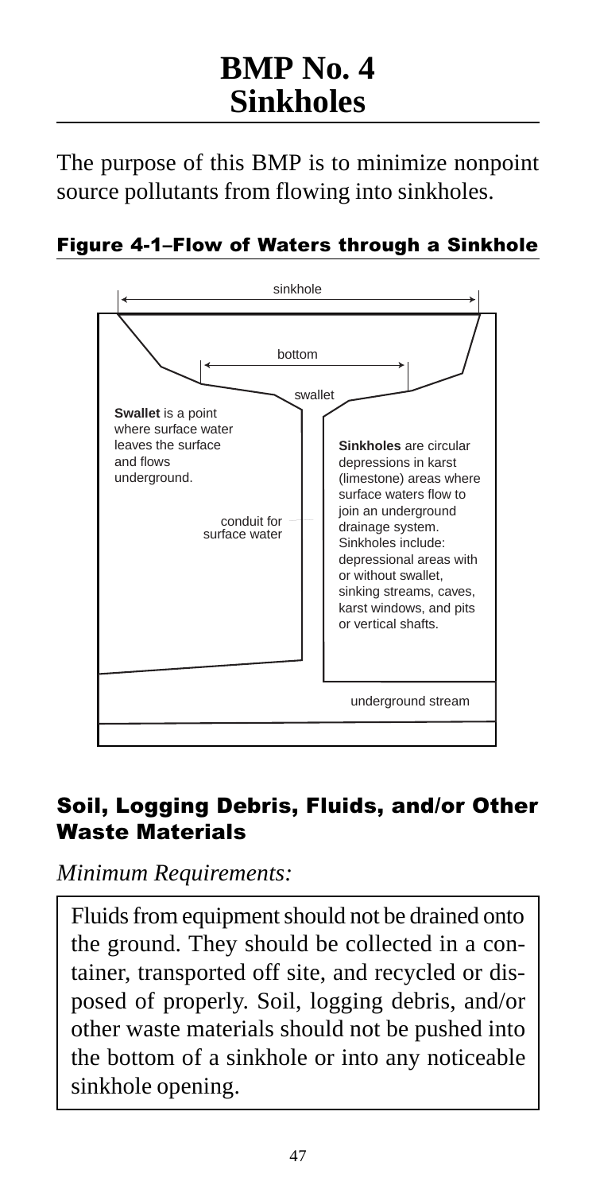# BMP No. 4
# Sinkholes

The purpose of this BMP is to minimize nonpoint source pollutants from flowing into sinkholes.

### Figure 4-1–Flow of Waters through a Sinkhole

sinkhole

bottom

swallet

**Swallet** is a point where surface water leaves the surface and flows underground.

conduit for surface water

**Sinkholes** are circular depressions in karst (limestone) areas where surface waters flow to join an underground drainage system. Sinkholes include: depressional areas with or without swallet, sinking streams, caves, karst windows, and pits or vertical shafts.

underground stream

## Soil, Logging Debris, Fluids, and/or Other Waste Materials

*Minimum Requirements:*

Fluids from equipment should not be drained onto the ground. They should be collected in a container, transported off site, and recycled or disposed of properly. Soil, logging debris, and/or other waste materials should not be pushed into the bottom of a sinkhole or into any noticeable sinkhole opening.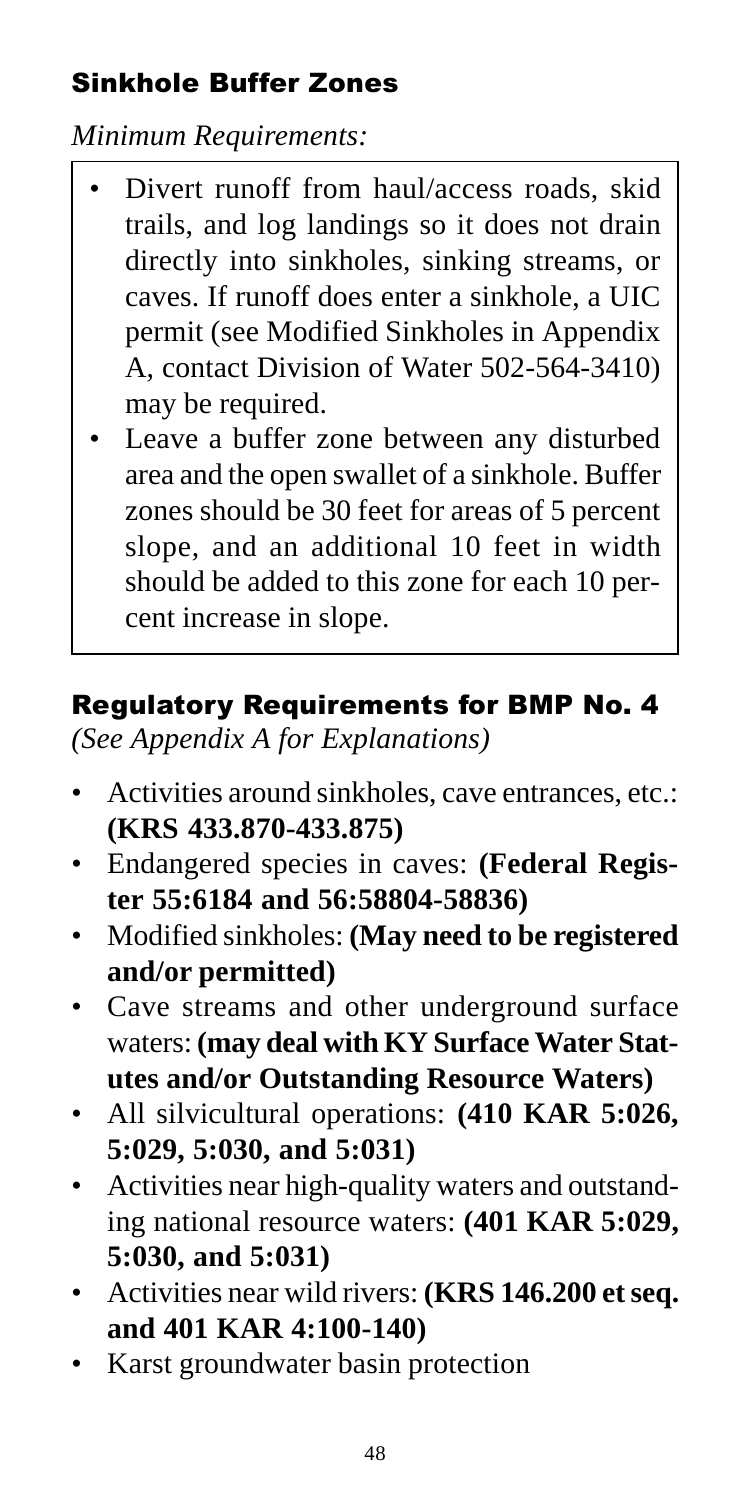## Sinkhole Buffer Zones

*Minimum Requirements:*

- Divert runoff from haul/access roads, skid trails, and log landings so it does not drain directly into sinkholes, sinking streams, or caves. If runoff does enter a sinkhole, a UIC permit (see Modified Sinkholes in Appendix A, contact Division of Water 502-564-3410) may be required.
- Leave a buffer zone between any disturbed area and the open swallet of a sinkhole. Buffer zones should be 30 feet for areas of 5 percent slope, and an additional 10 feet in width should be added to this zone for each 10 percent increase in slope.

## Regulatory Requirements for BMP No. 4

*(See Appendix A for Explanations)*

- Activities around sinkholes, cave entrances, etc.: **(KRS 433.870-433.875)**
- Endangered species in caves: **(Federal Register 55:6184 and 56:58804-58836)**
- Modified sinkholes: **(May need to be registered and/or permitted)**
- Cave streams and other underground surface waters: **(may deal with KY Surface Water Statutes and/or Outstanding Resource Waters)**
- All silvicultural operations: **(410 KAR 5:026, 5:029, 5:030, and 5:031)**
- Activities near high-quality waters and outstanding national resource waters: **(401 KAR 5:029, 5:030, and 5:031)**
- Activities near wild rivers: **(KRS 146.200 et seq. and 401 KAR 4:100-140)**
- Karst groundwater basin protection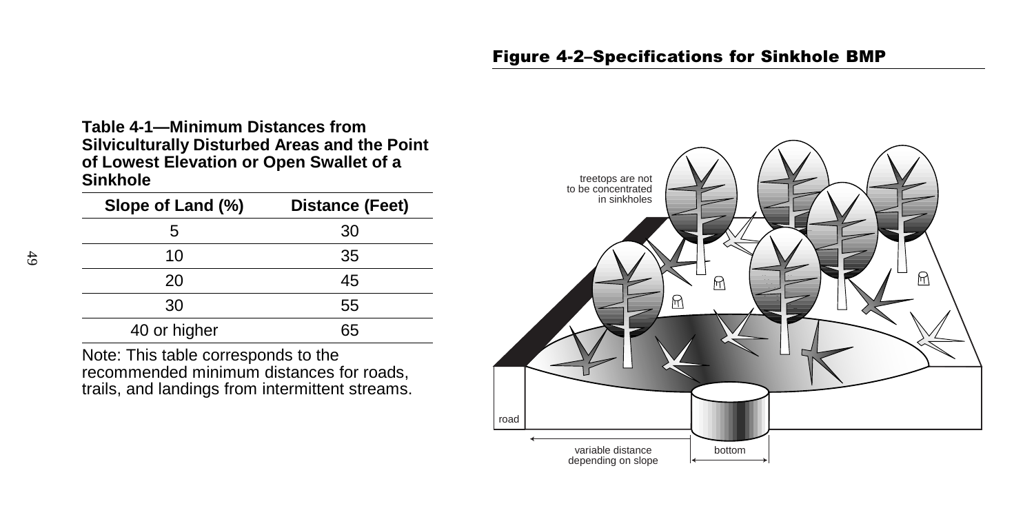## Figure 4-2–Specifications for Sinkhole BMP

**Table 4-1—Minimum Distances from Silviculturally Disturbed Areas and the Point of Lowest Elevation or Open Swallet of a Sinkhole**

| Slope of Land (%) | Distance (Feet) |
|---|---|
| 5 | 30 |
| 10 | 35 |
| 20 | 45 |
| 30 | 55 |
| 40 or higher | 65 |

Note: This table corresponds to the recommended minimum distances for roads, trails, and landings from intermittent streams.

treetops are not to be concentrated in sinkholes

road

variable distance depending on slope

bottom